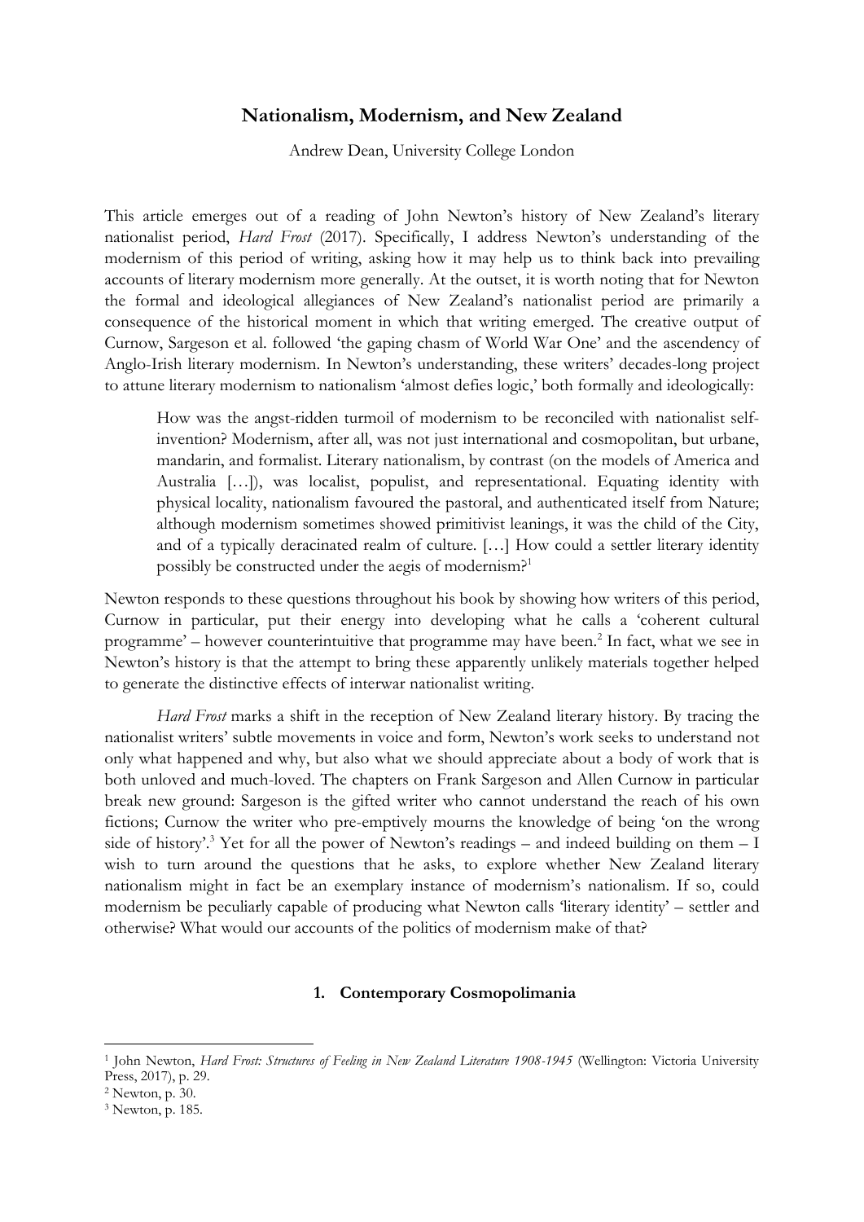# Nationalism, Modernism, and New Zealand

Andrew Dean, University College London

This article emerges out of a reading of John Newton's history of New Zealand's literary nationalist period, *Hard Frost* (2017). Specifically, I address Newton's understanding of the modernism of this period of writing, asking how it may help us to think back into prevailing accounts of literary modernism more generally. At the outset, it is worth noting that for Newton the formal and ideological allegiances of New Zealand's nationalist period are primarily a consequence of the historical moment in which that writing emerged. The creative output of Curnow, Sargeson et al. followed 'the gaping chasm of World War One' and the ascendency of Anglo-Irish literary modernism. In Newton's understanding, these writers' decades-long project to attune literary modernism to nationalism 'almost defies logic,' both formally and ideologically:

> How was the angst-ridden turmoil of modernism to be reconciled with nationalist self-invention? Modernism, after all, was not just international and cosmopolitan, but urbane, mandarin, and formalist. Literary nationalism, by contrast (on the models of America and Australia […]), was localist, populist, and representational. Equating identity with physical locality, nationalism favoured the pastoral, and authenticated itself from Nature; although modernism sometimes showed primitivist leanings, it was the child of the City, and of a typically deracinated realm of culture. […] How could a settler literary identity possibly be constructed under the aegis of modernism?[1]

Newton responds to these questions throughout his book by showing how writers of this period, Curnow in particular, put their energy into developing what he calls a 'coherent cultural programme' – however counterintuitive that programme may have been.[2] In fact, what we see in Newton's history is that the attempt to bring these apparently unlikely materials together helped to generate the distinctive effects of interwar nationalist writing.

*Hard Frost* marks a shift in the reception of New Zealand literary history. By tracing the nationalist writers' subtle movements in voice and form, Newton's work seeks to understand not only what happened and why, but also what we should appreciate about a body of work that is both unloved and much-loved. The chapters on Frank Sargeson and Allen Curnow in particular break new ground: Sargeson is the gifted writer who cannot understand the reach of his own fictions; Curnow the writer who pre-emptively mourns the knowledge of being 'on the wrong side of history'.[3] Yet for all the power of Newton's readings – and indeed building on them – I wish to turn around the questions that he asks, to explore whether New Zealand literary nationalism might in fact be an exemplary instance of modernism's nationalism. If so, could modernism be peculiarly capable of producing what Newton calls 'literary identity' – settler and otherwise? What would our accounts of the politics of modernism make of that?

## 1. Contemporary Cosmopolimania

---

[1] John Newton, *Hard Frost: Structures of Feeling in New Zealand Literature 1908-1945* (Wellington: Victoria University Press, 2017), p. 29.

[2] Newton, p. 30.

[3] Newton, p. 185.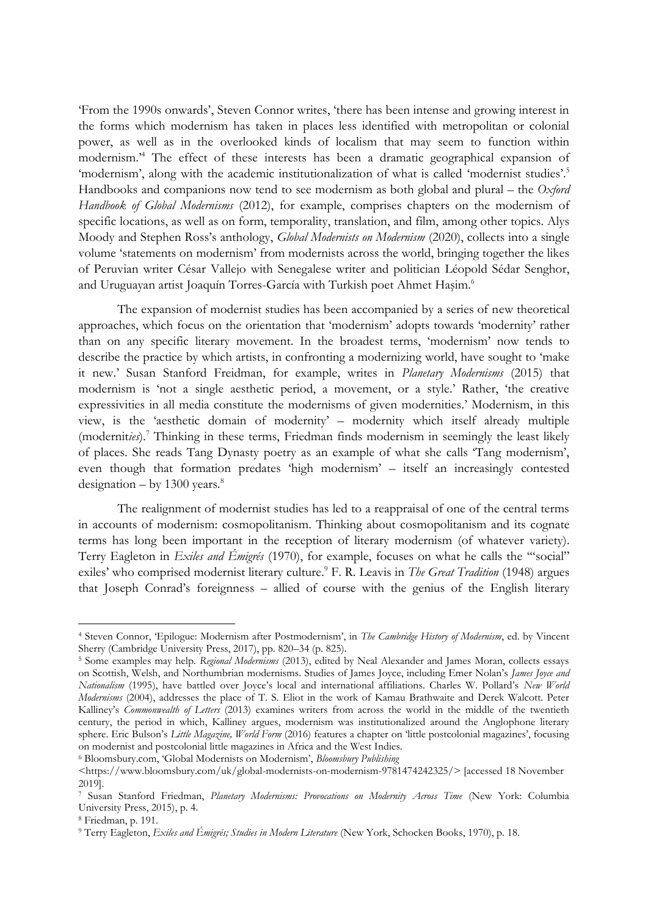'From the 1990s onwards', Steven Connor writes, 'there has been intense and growing interest in the forms which modernism has taken in places less identified with metropolitan or colonial power, as well as in the overlooked kinds of localism that may seem to function within modernism.'[4] The effect of these interests has been a dramatic geographical expansion of 'modernism', along with the academic institutionalization of what is called 'modernist studies'.[5] Handbooks and companions now tend to see modernism as both global and plural – the *Oxford Handbook of Global Modernisms* (2012), for example, comprises chapters on the modernism of specific locations, as well as on form, temporality, translation, and film, among other topics. Alys Moody and Stephen Ross's anthology, *Global Modernists on Modernism* (2020), collects into a single volume 'statements on modernism' from modernists across the world, bringing together the likes of Peruvian writer César Vallejo with Senegalese writer and politician Léopold Sédar Senghor, and Uruguayan artist Joaquín Torres-García with Turkish poet Ahmet Haşim.[6]

The expansion of modernist studies has been accompanied by a series of new theoretical approaches, which focus on the orientation that 'modernism' adopts towards 'modernity' rather than on any specific literary movement. In the broadest terms, 'modernism' now tends to describe the practice by which artists, in confronting a modernizing world, have sought to 'make it new.' Susan Stanford Freidman, for example, writes in *Planetary Modernisms* (2015) that modernism is 'not a single aesthetic period, a movement, or a style.' Rather, 'the creative expressivities in all media constitute the modernisms of given modernities.' Modernism, in this view, is the 'aesthetic domain of modernity' – modernity which itself already multiple (modernit*ies*).[7] Thinking in these terms, Friedman finds modernism in seemingly the least likely of places. She reads Tang Dynasty poetry as an example of what she calls 'Tang modernism', even though that formation predates 'high modernism' – itself an increasingly contested designation – by 1300 years.[8]

The realignment of modernist studies has led to a reappraisal of one of the central terms in accounts of modernism: cosmopolitanism. Thinking about cosmopolitanism and its cognate terms has long been important in the reception of literary modernism (of whatever variety). Terry Eagleton in *Exiles and Émigrés* (1970), for example, focuses on what he calls the '"social" exiles' who comprised modernist literary culture.[9] F. R. Leavis in *The Great Tradition* (1948) argues that Joseph Conrad's foreignness – allied of course with the genius of the English literary

---

[4] Steven Connor, 'Epilogue: Modernism after Postmodernism', in *The Cambridge History of Modernism*, ed. by Vincent Sherry (Cambridge University Press, 2017), pp. 820–34 (p. 825).

[5] Some examples may help. *Regional Modernisms* (2013), edited by Neal Alexander and James Moran, collects essays on Scottish, Welsh, and Northumbrian modernisms. Studies of James Joyce, including Emer Nolan's *James Joyce and Nationalism* (1995), have battled over Joyce's local and international affiliations. Charles W. Pollard's *New World Modernisms* (2004), addresses the place of T. S. Eliot in the work of Kamau Brathwaite and Derek Walcott. Peter Kalliney's *Commonwealth of Letters* (2013) examines writers from across the world in the middle of the twentieth century, the period in which, Kalliney argues, modernism was institutionalized around the Anglophone literary sphere. Eric Bulson's *Little Magazine, World Form* (2016) features a chapter on 'little postcolonial magazines', focusing on modernist and postcolonial little magazines in Africa and the West Indies.

[6] Bloomsbury.com, 'Global Modernists on Modernism', *Bloomsbury Publishing* <https://www.bloomsbury.com/uk/global-modernists-on-modernism-9781474242325/> [accessed 18 November 2019].

[7] Susan Stanford Friedman, *Planetary Modernisms: Provocations on Modernity Across Time* (New York: Columbia University Press, 2015), p. 4.

[8] Friedman, p. 191.

[9] Terry Eagleton, *Exiles and Émigrés; Studies in Modern Literature* (New York, Schocken Books, 1970), p. 18.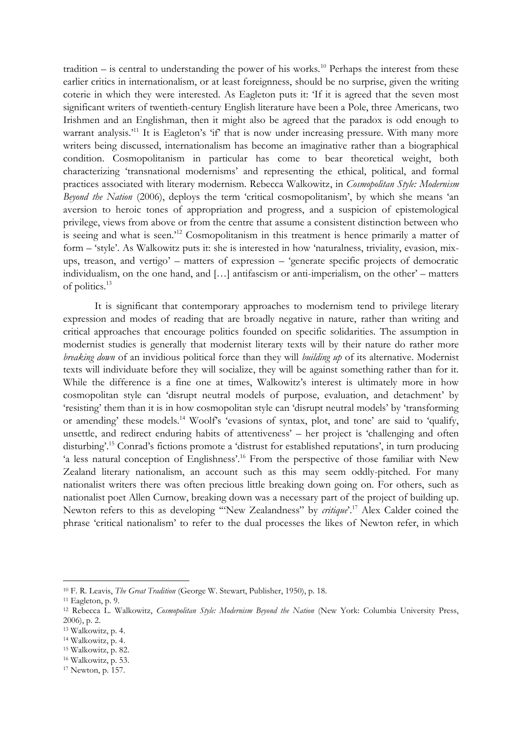tradition – is central to understanding the power of his works.[10] Perhaps the interest from these earlier critics in internationalism, or at least foreignness, should be no surprise, given the writing coterie in which they were interested. As Eagleton puts it: 'If it is agreed that the seven most significant writers of twentieth-century English literature have been a Pole, three Americans, two Irishmen and an Englishman, then it might also be agreed that the paradox is odd enough to warrant analysis.'[11] It is Eagleton's 'if' that is now under increasing pressure. With many more writers being discussed, internationalism has become an imaginative rather than a biographical condition. Cosmopolitanism in particular has come to bear theoretical weight, both characterizing 'transnational modernisms' and representing the ethical, political, and formal practices associated with literary modernism. Rebecca Walkowitz, in *Cosmopolitan Style: Modernism Beyond the Nation* (2006), deploys the term 'critical cosmopolitanism', by which she means 'an aversion to heroic tones of appropriation and progress, and a suspicion of epistemological privilege, views from above or from the centre that assume a consistent distinction between who is seeing and what is seen.'[12] Cosmopolitanism in this treatment is hence primarily a matter of form – 'style'. As Walkowitz puts it: she is interested in how 'naturalness, triviality, evasion, mix-ups, treason, and vertigo' – matters of expression – 'generate specific projects of democratic individualism, on the one hand, and […] antifascism or anti-imperialism, on the other' – matters of politics.[13]

It is significant that contemporary approaches to modernism tend to privilege literary expression and modes of reading that are broadly negative in nature, rather than writing and critical approaches that encourage politics founded on specific solidarities. The assumption in modernist studies is generally that modernist literary texts will by their nature do rather more *breaking down* of an invidious political force than they will *building up* of its alternative. Modernist texts will individuate before they will socialize, they will be against something rather than for it. While the difference is a fine one at times, Walkowitz's interest is ultimately more in how cosmopolitan style can 'disrupt neutral models of purpose, evaluation, and detachment' by 'resisting' them than it is in how cosmopolitan style can 'disrupt neutral models' by 'transforming or amending' these models.[14] Woolf's 'evasions of syntax, plot, and tone' are said to 'qualify, unsettle, and redirect enduring habits of attentiveness' – her project is 'challenging and often disturbing'.[15] Conrad's fictions promote a 'distrust for established reputations', in turn producing 'a less natural conception of Englishness'.[16] From the perspective of those familiar with New Zealand literary nationalism, an account such as this may seem oddly-pitched. For many nationalist writers there was often precious little breaking down going on. For others, such as nationalist poet Allen Curnow, breaking down was a necessary part of the project of building up. Newton refers to this as developing '"New Zealandness" by *critique*'.[17] Alex Calder coined the phrase 'critical nationalism' to refer to the dual processes the likes of Newton refer, in which

---

[10] F. R. Leavis, *The Great Tradition* (George W. Stewart, Publisher, 1950), p. 18.

[11] Eagleton, p. 9.

[12] Rebecca L. Walkowitz, *Cosmopolitan Style: Modernism Beyond the Nation* (New York: Columbia University Press, 2006), p. 2.

[13] Walkowitz, p. 4.

[14] Walkowitz, p. 4.

[15] Walkowitz, p. 82.

[16] Walkowitz, p. 53.

[17] Newton, p. 157.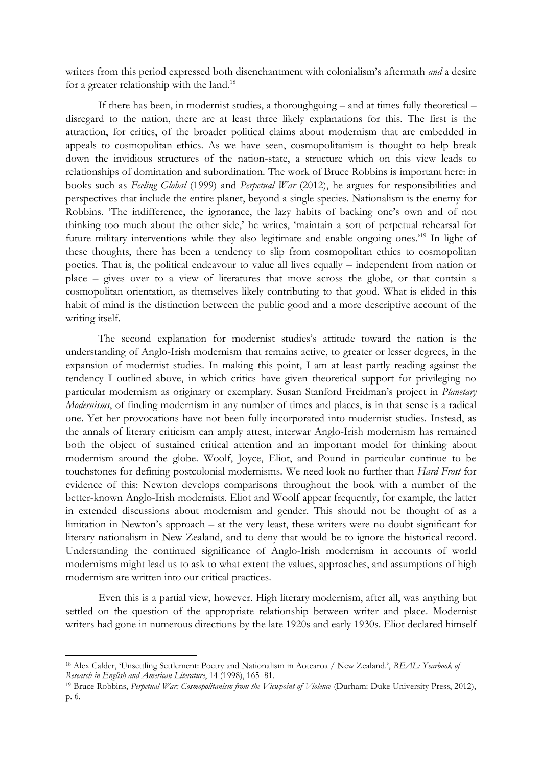writers from this period expressed both disenchantment with colonialism's aftermath *and* a desire for a greater relationship with the land.[18]

If there has been, in modernist studies, a thoroughgoing – and at times fully theoretical – disregard to the nation, there are at least three likely explanations for this. The first is the attraction, for critics, of the broader political claims about modernism that are embedded in appeals to cosmopolitan ethics. As we have seen, cosmopolitanism is thought to help break down the invidious structures of the nation-state, a structure which on this view leads to relationships of domination and subordination. The work of Bruce Robbins is important here: in books such as *Feeling Global* (1999) and *Perpetual War* (2012), he argues for responsibilities and perspectives that include the entire planet, beyond a single species. Nationalism is the enemy for Robbins. 'The indifference, the ignorance, the lazy habits of backing one's own and of not thinking too much about the other side,' he writes, 'maintain a sort of perpetual rehearsal for future military interventions while they also legitimate and enable ongoing ones.'[19] In light of these thoughts, there has been a tendency to slip from cosmopolitan ethics to cosmopolitan poetics. That is, the political endeavour to value all lives equally – independent from nation or place – gives over to a view of literatures that move across the globe, or that contain a cosmopolitan orientation, as themselves likely contributing to that good. What is elided in this habit of mind is the distinction between the public good and a more descriptive account of the writing itself.

The second explanation for modernist studies's attitude toward the nation is the understanding of Anglo-Irish modernism that remains active, to greater or lesser degrees, in the expansion of modernist studies. In making this point, I am at least partly reading against the tendency I outlined above, in which critics have given theoretical support for privileging no particular modernism as originary or exemplary. Susan Stanford Freidman's project in *Planetary Modernisms*, of finding modernism in any number of times and places, is in that sense is a radical one. Yet her provocations have not been fully incorporated into modernist studies. Instead, as the annals of literary criticism can amply attest, interwar Anglo-Irish modernism has remained both the object of sustained critical attention and an important model for thinking about modernism around the globe. Woolf, Joyce, Eliot, and Pound in particular continue to be touchstones for defining postcolonial modernisms. We need look no further than *Hard Frost* for evidence of this: Newton develops comparisons throughout the book with a number of the better-known Anglo-Irish modernists. Eliot and Woolf appear frequently, for example, the latter in extended discussions about modernism and gender. This should not be thought of as a limitation in Newton's approach – at the very least, these writers were no doubt significant for literary nationalism in New Zealand, and to deny that would be to ignore the historical record. Understanding the continued significance of Anglo-Irish modernism in accounts of world modernisms might lead us to ask to what extent the values, approaches, and assumptions of high modernism are written into our critical practices.

Even this is a partial view, however. High literary modernism, after all, was anything but settled on the question of the appropriate relationship between writer and place. Modernist writers had gone in numerous directions by the late 1920s and early 1930s. Eliot declared himself

---

[18] Alex Calder, 'Unsettling Settlement: Poetry and Nationalism in Aotearoa / New Zealand.', *REAL: Yearbook of Research in English and American Literature*, 14 (1998), 165–81.

[19] Bruce Robbins, *Perpetual War: Cosmopolitanism from the Viewpoint of Violence* (Durham: Duke University Press, 2012), p. 6.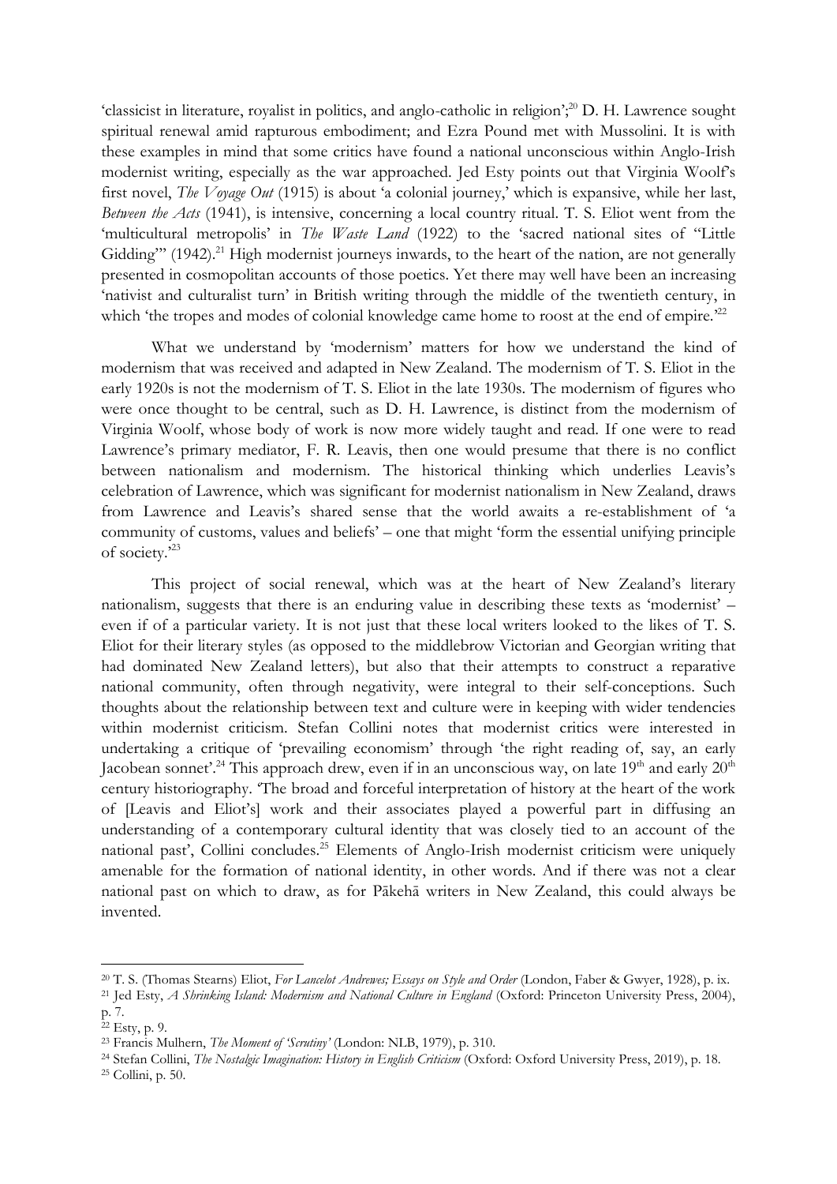'classicist in literature, royalist in politics, and anglo-catholic in religion';[20] D. H. Lawrence sought spiritual renewal amid rapturous embodiment; and Ezra Pound met with Mussolini. It is with these examples in mind that some critics have found a national unconscious within Anglo-Irish modernist writing, especially as the war approached. Jed Esty points out that Virginia Woolf's first novel, *The Voyage Out* (1915) is about 'a colonial journey,' which is expansive, while her last, *Between the Acts* (1941), is intensive, concerning a local country ritual. T. S. Eliot went from the 'multicultural metropolis' in *The Waste Land* (1922) to the 'sacred national sites of "Little Gidding"' (1942).[21] High modernist journeys inwards, to the heart of the nation, are not generally presented in cosmopolitan accounts of those poetics. Yet there may well have been an increasing 'nativist and culturalist turn' in British writing through the middle of the twentieth century, in which 'the tropes and modes of colonial knowledge came home to roost at the end of empire.'[22]

What we understand by 'modernism' matters for how we understand the kind of modernism that was received and adapted in New Zealand. The modernism of T. S. Eliot in the early 1920s is not the modernism of T. S. Eliot in the late 1930s. The modernism of figures who were once thought to be central, such as D. H. Lawrence, is distinct from the modernism of Virginia Woolf, whose body of work is now more widely taught and read. If one were to read Lawrence's primary mediator, F. R. Leavis, then one would presume that there is no conflict between nationalism and modernism. The historical thinking which underlies Leavis's celebration of Lawrence, which was significant for modernist nationalism in New Zealand, draws from Lawrence and Leavis's shared sense that the world awaits a re-establishment of 'a community of customs, values and beliefs' – one that might 'form the essential unifying principle of society.'[23]

This project of social renewal, which was at the heart of New Zealand's literary nationalism, suggests that there is an enduring value in describing these texts as 'modernist' – even if of a particular variety. It is not just that these local writers looked to the likes of T. S. Eliot for their literary styles (as opposed to the middlebrow Victorian and Georgian writing that had dominated New Zealand letters), but also that their attempts to construct a reparative national community, often through negativity, were integral to their self-conceptions. Such thoughts about the relationship between text and culture were in keeping with wider tendencies within modernist criticism. Stefan Collini notes that modernist critics were interested in undertaking a critique of 'prevailing economism' through 'the right reading of, say, an early Jacobean sonnet'.[24] This approach drew, even if in an unconscious way, on late 19th and early 20th century historiography. 'The broad and forceful interpretation of history at the heart of the work of [Leavis and Eliot's] work and their associates played a powerful part in diffusing an understanding of a contemporary cultural identity that was closely tied to an account of the national past', Collini concludes.[25] Elements of Anglo-Irish modernist criticism were uniquely amenable for the formation of national identity, in other words. And if there was not a clear national past on which to draw, as for Pākehā writers in New Zealand, this could always be invented.

---

[20] T. S. (Thomas Stearns) Eliot, *For Lancelot Andrewes; Essays on Style and Order* (London, Faber & Gwyer, 1928), p. ix.

[21] Jed Esty, *A Shrinking Island: Modernism and National Culture in England* (Oxford: Princeton University Press, 2004), p. 7.

[22] Esty, p. 9.

[23] Francis Mulhern, *The Moment of 'Scrutiny'* (London: NLB, 1979), p. 310.

[24] Stefan Collini, *The Nostalgic Imagination: History in English Criticism* (Oxford: Oxford University Press, 2019), p. 18.

[25] Collini, p. 50.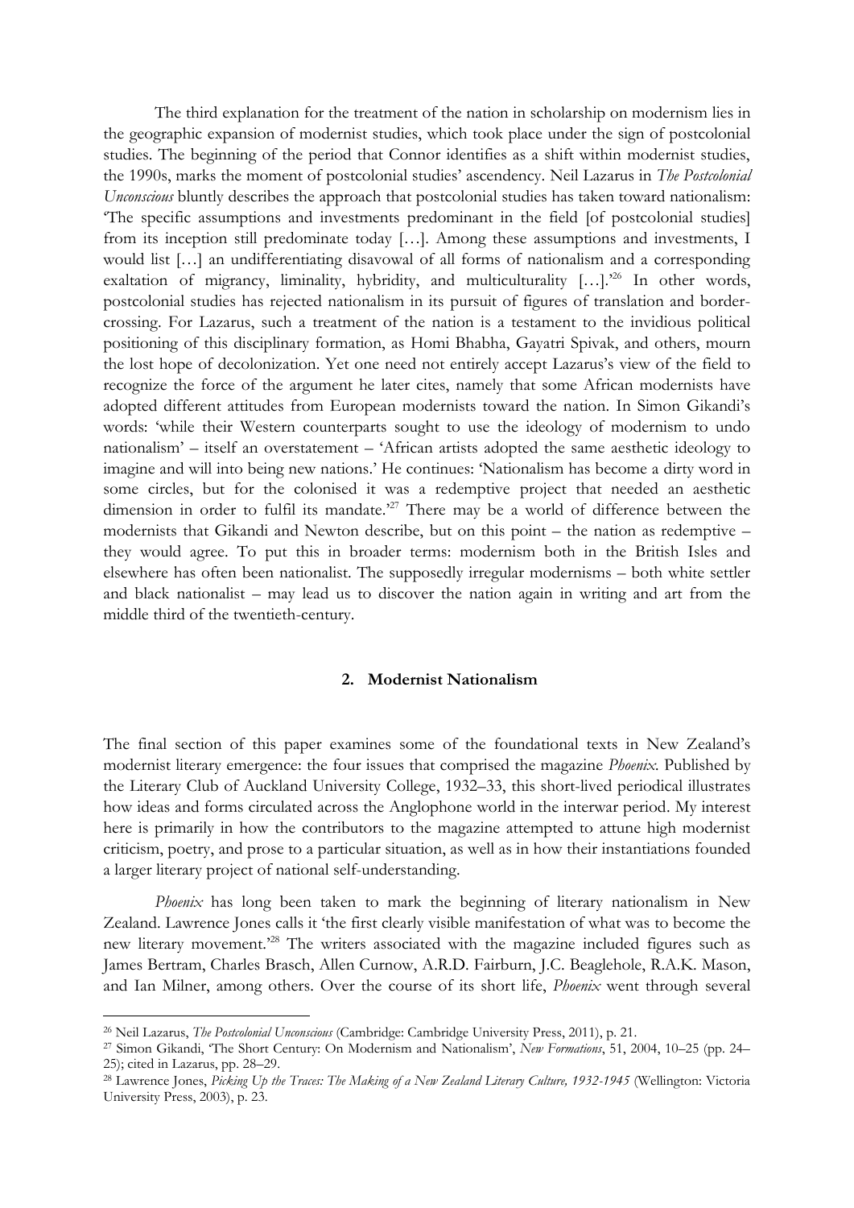The third explanation for the treatment of the nation in scholarship on modernism lies in the geographic expansion of modernist studies, which took place under the sign of postcolonial studies. The beginning of the period that Connor identifies as a shift within modernist studies, the 1990s, marks the moment of postcolonial studies' ascendency. Neil Lazarus in *The Postcolonial Unconscious* bluntly describes the approach that postcolonial studies has taken toward nationalism: 'The specific assumptions and investments predominant in the field [of postcolonial studies] from its inception still predominate today […]. Among these assumptions and investments, I would list […] an undifferentiating disavowal of all forms of nationalism and a corresponding exaltation of migrancy, liminality, hybridity, and multiculturality […].'[26] In other words, postcolonial studies has rejected nationalism in its pursuit of figures of translation and border-crossing. For Lazarus, such a treatment of the nation is a testament to the invidious political positioning of this disciplinary formation, as Homi Bhabha, Gayatri Spivak, and others, mourn the lost hope of decolonization. Yet one need not entirely accept Lazarus's view of the field to recognize the force of the argument he later cites, namely that some African modernists have adopted different attitudes from European modernists toward the nation. In Simon Gikandi's words: 'while their Western counterparts sought to use the ideology of modernism to undo nationalism' – itself an overstatement – 'African artists adopted the same aesthetic ideology to imagine and will into being new nations.' He continues: 'Nationalism has become a dirty word in some circles, but for the colonised it was a redemptive project that needed an aesthetic dimension in order to fulfil its mandate.'[27] There may be a world of difference between the modernists that Gikandi and Newton describe, but on this point – the nation as redemptive – they would agree. To put this in broader terms: modernism both in the British Isles and elsewhere has often been nationalist. The supposedly irregular modernisms – both white settler and black nationalist – may lead us to discover the nation again in writing and art from the middle third of the twentieth-century.

## 2. Modernist Nationalism

The final section of this paper examines some of the foundational texts in New Zealand's modernist literary emergence: the four issues that comprised the magazine *Phoenix*. Published by the Literary Club of Auckland University College, 1932–33, this short-lived periodical illustrates how ideas and forms circulated across the Anglophone world in the interwar period. My interest here is primarily in how the contributors to the magazine attempted to attune high modernist criticism, poetry, and prose to a particular situation, as well as in how their instantiations founded a larger literary project of national self-understanding.

*Phoenix* has long been taken to mark the beginning of literary nationalism in New Zealand. Lawrence Jones calls it 'the first clearly visible manifestation of what was to become the new literary movement.'[28] The writers associated with the magazine included figures such as James Bertram, Charles Brasch, Allen Curnow, A.R.D. Fairburn, J.C. Beaglehole, R.A.K. Mason, and Ian Milner, among others. Over the course of its short life, *Phoenix* went through several

---

[26] Neil Lazarus, *The Postcolonial Unconscious* (Cambridge: Cambridge University Press, 2011), p. 21.

[27] Simon Gikandi, 'The Short Century: On Modernism and Nationalism', *New Formations*, 51, 2004, 10–25 (pp. 24–25); cited in Lazarus, pp. 28–29.

[28] Lawrence Jones, *Picking Up the Traces: The Making of a New Zealand Literary Culture, 1932-1945* (Wellington: Victoria University Press, 2003), p. 23.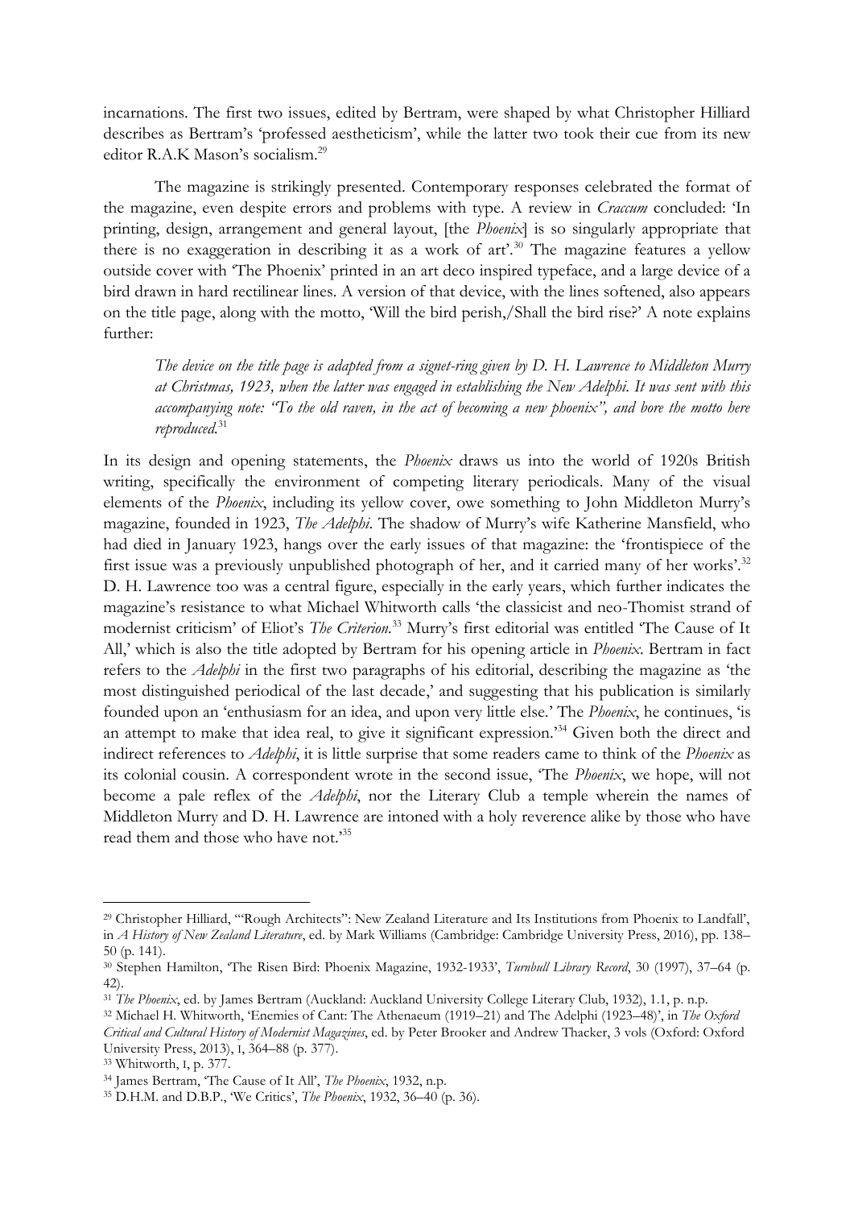incarnations. The first two issues, edited by Bertram, were shaped by what Christopher Hilliard describes as Bertram's 'professed aestheticism', while the latter two took their cue from its new editor R.A.K Mason's socialism.[29]

The magazine is strikingly presented. Contemporary responses celebrated the format of the magazine, even despite errors and problems with type. A review in *Craccum* concluded: 'In printing, design, arrangement and general layout, [the *Phoenix*] is so singularly appropriate that there is no exaggeration in describing it as a work of art'.[30] The magazine features a yellow outside cover with 'The Phoenix' printed in an art deco inspired typeface, and a large device of a bird drawn in hard rectilinear lines. A version of that device, with the lines softened, also appears on the title page, along with the motto, 'Will the bird perish,/Shall the bird rise?' A note explains further:

> *The device on the title page is adapted from a signet-ring given by D. H. Lawrence to Middleton Murry at Christmas, 1923, when the latter was engaged in establishing the New Adelphi. It was sent with this accompanying note: "To the old raven, in the act of becoming a new phoenix", and bore the motto here reproduced.*[31]

In its design and opening statements, the *Phoenix* draws us into the world of 1920s British writing, specifically the environment of competing literary periodicals. Many of the visual elements of the *Phoenix*, including its yellow cover, owe something to John Middleton Murry's magazine, founded in 1923, *The Adelphi*. The shadow of Murry's wife Katherine Mansfield, who had died in January 1923, hangs over the early issues of that magazine: the 'frontispiece of the first issue was a previously unpublished photograph of her, and it carried many of her works'.[32] D. H. Lawrence too was a central figure, especially in the early years, which further indicates the magazine's resistance to what Michael Whitworth calls 'the classicist and neo-Thomist strand of modernist criticism' of Eliot's *The Criterion*.[33] Murry's first editorial was entitled 'The Cause of It All,' which is also the title adopted by Bertram for his opening article in *Phoenix*. Bertram in fact refers to the *Adelphi* in the first two paragraphs of his editorial, describing the magazine as 'the most distinguished periodical of the last decade,' and suggesting that his publication is similarly founded upon an 'enthusiasm for an idea, and upon very little else.' The *Phoenix*, he continues, 'is an attempt to make that idea real, to give it significant expression.'[34] Given both the direct and indirect references to *Adelphi*, it is little surprise that some readers came to think of the *Phoenix* as its colonial cousin. A correspondent wrote in the second issue, 'The *Phoenix*, we hope, will not become a pale reflex of the *Adelphi*, nor the Literary Club a temple wherein the names of Middleton Murry and D. H. Lawrence are intoned with a holy reverence alike by those who have read them and those who have not.'[35]

---

[29] Christopher Hilliard, '"Rough Architects": New Zealand Literature and Its Institutions from Phoenix to Landfall', in *A History of New Zealand Literature*, ed. by Mark Williams (Cambridge: Cambridge University Press, 2016), pp. 138–50 (p. 141).

[30] Stephen Hamilton, 'The Risen Bird: Phoenix Magazine, 1932-1933', *Turnbull Library Record*, 30 (1997), 37–64 (p. 42).

[31] *The Phoenix*, ed. by James Bertram (Auckland: Auckland University College Literary Club, 1932), 1.1, p. n.p.

[32] Michael H. Whitworth, 'Enemies of Cant: The Athenaeum (1919–21) and The Adelphi (1923–48)', in *The Oxford Critical and Cultural History of Modernist Magazines*, ed. by Peter Brooker and Andrew Thacker, 3 vols (Oxford: Oxford University Press, 2013), I, 364–88 (p. 377).

[33] Whitworth, I, p. 377.

[34] James Bertram, 'The Cause of It All', *The Phoenix*, 1932, n.p.

[35] D.H.M. and D.B.P., 'We Critics', *The Phoenix*, 1932, 36–40 (p. 36).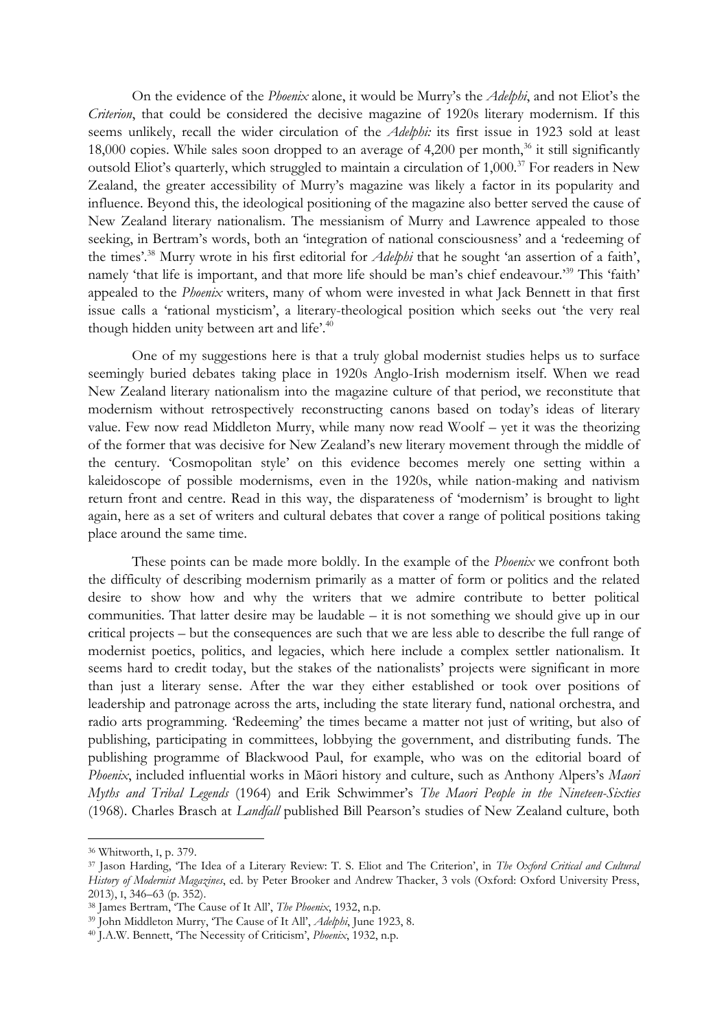On the evidence of the *Phoenix* alone, it would be Murry's the *Adelphi*, and not Eliot's the *Criterion*, that could be considered the decisive magazine of 1920s literary modernism. If this seems unlikely, recall the wider circulation of the *Adelphi:* its first issue in 1923 sold at least 18,000 copies. While sales soon dropped to an average of 4,200 per month,[36] it still significantly outsold Eliot's quarterly, which struggled to maintain a circulation of 1,000.[37] For readers in New Zealand, the greater accessibility of Murry's magazine was likely a factor in its popularity and influence. Beyond this, the ideological positioning of the magazine also better served the cause of New Zealand literary nationalism. The messianism of Murry and Lawrence appealed to those seeking, in Bertram's words, both an 'integration of national consciousness' and a 'redeeming of the times'.[38] Murry wrote in his first editorial for *Adelphi* that he sought 'an assertion of a faith', namely 'that life is important, and that more life should be man's chief endeavour.'[39] This 'faith' appealed to the *Phoenix* writers, many of whom were invested in what Jack Bennett in that first issue calls a 'rational mysticism', a literary-theological position which seeks out 'the very real though hidden unity between art and life'.[40]

One of my suggestions here is that a truly global modernist studies helps us to surface seemingly buried debates taking place in 1920s Anglo-Irish modernism itself. When we read New Zealand literary nationalism into the magazine culture of that period, we reconstitute that modernism without retrospectively reconstructing canons based on today's ideas of literary value. Few now read Middleton Murry, while many now read Woolf – yet it was the theorizing of the former that was decisive for New Zealand's new literary movement through the middle of the century. 'Cosmopolitan style' on this evidence becomes merely one setting within a kaleidoscope of possible modernisms, even in the 1920s, while nation-making and nativism return front and centre. Read in this way, the disparateness of 'modernism' is brought to light again, here as a set of writers and cultural debates that cover a range of political positions taking place around the same time.

These points can be made more boldly. In the example of the *Phoenix* we confront both the difficulty of describing modernism primarily as a matter of form or politics and the related desire to show how and why the writers that we admire contribute to better political communities. That latter desire may be laudable – it is not something we should give up in our critical projects – but the consequences are such that we are less able to describe the full range of modernist poetics, politics, and legacies, which here include a complex settler nationalism. It seems hard to credit today, but the stakes of the nationalists' projects were significant in more than just a literary sense. After the war they either established or took over positions of leadership and patronage across the arts, including the state literary fund, national orchestra, and radio arts programming. 'Redeeming' the times became a matter not just of writing, but also of publishing, participating in committees, lobbying the government, and distributing funds. The publishing programme of Blackwood Paul, for example, who was on the editorial board of *Phoenix*, included influential works in Māori history and culture, such as Anthony Alpers's *Maori Myths and Tribal Legends* (1964) and Erik Schwimmer's *The Maori People in the Nineteen-Sixties* (1968). Charles Brasch at *Landfall* published Bill Pearson's studies of New Zealand culture, both

---

[36] Whitworth, I, p. 379.

[37] Jason Harding, 'The Idea of a Literary Review: T. S. Eliot and The Criterion', in *The Oxford Critical and Cultural History of Modernist Magazines*, ed. by Peter Brooker and Andrew Thacker, 3 vols (Oxford: Oxford University Press, 2013), I, 346–63 (p. 352).

[38] James Bertram, 'The Cause of It All', *The Phoenix*, 1932, n.p.

[39] John Middleton Murry, 'The Cause of It All', *Adelphi*, June 1923, 8.

[40] J.A.W. Bennett, 'The Necessity of Criticism', *Phoenix*, 1932, n.p.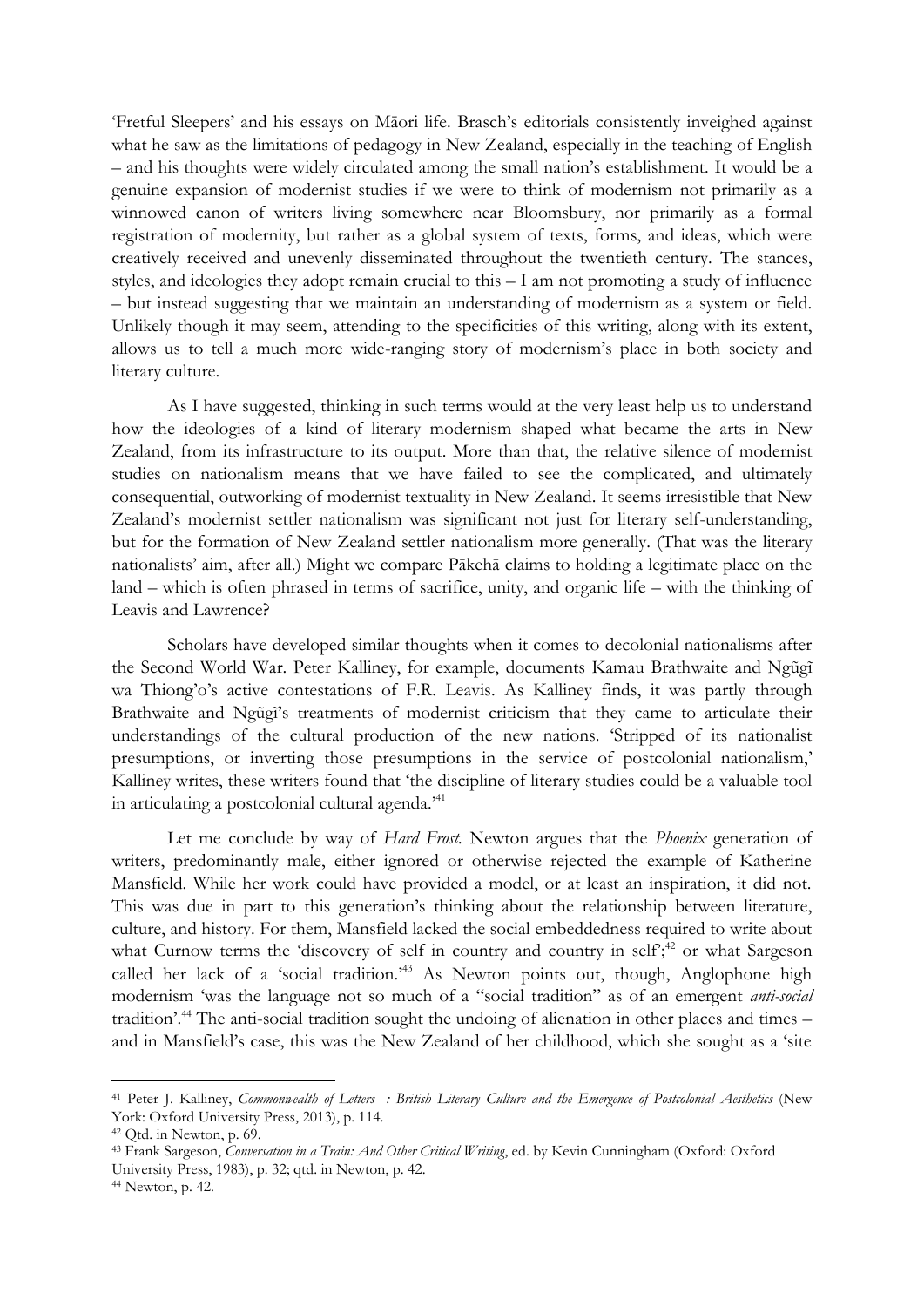'Fretful Sleepers' and his essays on Māori life. Brasch's editorials consistently inveighed against what he saw as the limitations of pedagogy in New Zealand, especially in the teaching of English – and his thoughts were widely circulated among the small nation's establishment. It would be a genuine expansion of modernist studies if we were to think of modernism not primarily as a winnowed canon of writers living somewhere near Bloomsbury, nor primarily as a formal registration of modernity, but rather as a global system of texts, forms, and ideas, which were creatively received and unevenly disseminated throughout the twentieth century. The stances, styles, and ideologies they adopt remain crucial to this – I am not promoting a study of influence – but instead suggesting that we maintain an understanding of modernism as a system or field. Unlikely though it may seem, attending to the specificities of this writing, along with its extent, allows us to tell a much more wide-ranging story of modernism's place in both society and literary culture.

As I have suggested, thinking in such terms would at the very least help us to understand how the ideologies of a kind of literary modernism shaped what became the arts in New Zealand, from its infrastructure to its output. More than that, the relative silence of modernist studies on nationalism means that we have failed to see the complicated, and ultimately consequential, outworking of modernist textuality in New Zealand. It seems irresistible that New Zealand's modernist settler nationalism was significant not just for literary self-understanding, but for the formation of New Zealand settler nationalism more generally. (That was the literary nationalists' aim, after all.) Might we compare Pākehā claims to holding a legitimate place on the land – which is often phrased in terms of sacrifice, unity, and organic life – with the thinking of Leavis and Lawrence?

Scholars have developed similar thoughts when it comes to decolonial nationalisms after the Second World War. Peter Kalliney, for example, documents Kamau Brathwaite and Ngũgĩ wa Thiong'o's active contestations of F.R. Leavis. As Kalliney finds, it was partly through Brathwaite and Ngũgĩ's treatments of modernist criticism that they came to articulate their understandings of the cultural production of the new nations. 'Stripped of its nationalist presumptions, or inverting those presumptions in the service of postcolonial nationalism,' Kalliney writes, these writers found that 'the discipline of literary studies could be a valuable tool in articulating a postcolonial cultural agenda.'[41]

Let me conclude by way of *Hard Frost*. Newton argues that the *Phoenix* generation of writers, predominantly male, either ignored or otherwise rejected the example of Katherine Mansfield. While her work could have provided a model, or at least an inspiration, it did not. This was due in part to this generation's thinking about the relationship between literature, culture, and history. For them, Mansfield lacked the social embeddedness required to write about what Curnow terms the 'discovery of self in country and country in self';[42] or what Sargeson called her lack of a 'social tradition.'[43] As Newton points out, though, Anglophone high modernism 'was the language not so much of a "social tradition" as of an emergent *anti-social* tradition'.[44] The anti-social tradition sought the undoing of alienation in other places and times – and in Mansfield's case, this was the New Zealand of her childhood, which she sought as a 'site

---

[41] Peter J. Kalliney, *Commonwealth of Letters : British Literary Culture and the Emergence of Postcolonial Aesthetics* (New York: Oxford University Press, 2013), p. 114.

[42] Qtd. in Newton, p. 69.

[43] Frank Sargeson, *Conversation in a Train: And Other Critical Writing*, ed. by Kevin Cunningham (Oxford: Oxford University Press, 1983), p. 32; qtd. in Newton, p. 42.

[44] Newton, p. 42.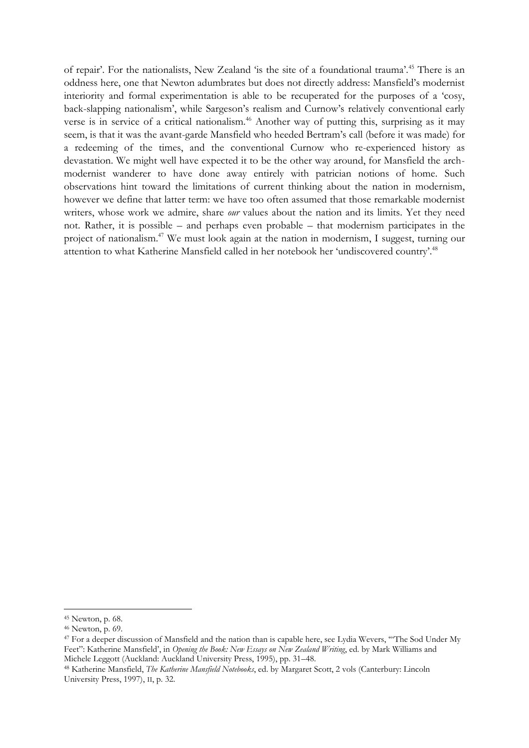of repair'. For the nationalists, New Zealand 'is the site of a foundational trauma'.[45] There is an oddness here, one that Newton adumbrates but does not directly address: Mansfield's modernist interiority and formal experimentation is able to be recuperated for the purposes of a 'cosy, back-slapping nationalism', while Sargeson's realism and Curnow's relatively conventional early verse is in service of a critical nationalism.[46] Another way of putting this, surprising as it may seem, is that it was the avant-garde Mansfield who heeded Bertram's call (before it was made) for a redeeming of the times, and the conventional Curnow who re-experienced history as devastation. We might well have expected it to be the other way around, for Mansfield the arch-modernist wanderer to have done away entirely with patrician notions of home. Such observations hint toward the limitations of current thinking about the nation in modernism, however we define that latter term: we have too often assumed that those remarkable modernist writers, whose work we admire, share *our* values about the nation and its limits. Yet they need not. Rather, it is possible – and perhaps even probable – that modernism participates in the project of nationalism.[47] We must look again at the nation in modernism, I suggest, turning our attention to what Katherine Mansfield called in her notebook her 'undiscovered country'.[48]

---

[45] Newton, p. 68.

[46] Newton, p. 69.

[47] For a deeper discussion of Mansfield and the nation than is capable here, see Lydia Wevers, '"The Sod Under My Feet": Katherine Mansfield', in *Opening the Book: New Essays on New Zealand Writing*, ed. by Mark Williams and Michele Leggott (Auckland: Auckland University Press, 1995), pp. 31–48.

[48] Katherine Mansfield, *The Katherine Mansfield Notebooks*, ed. by Margaret Scott, 2 vols (Canterbury: Lincoln University Press, 1997), II, p. 32.